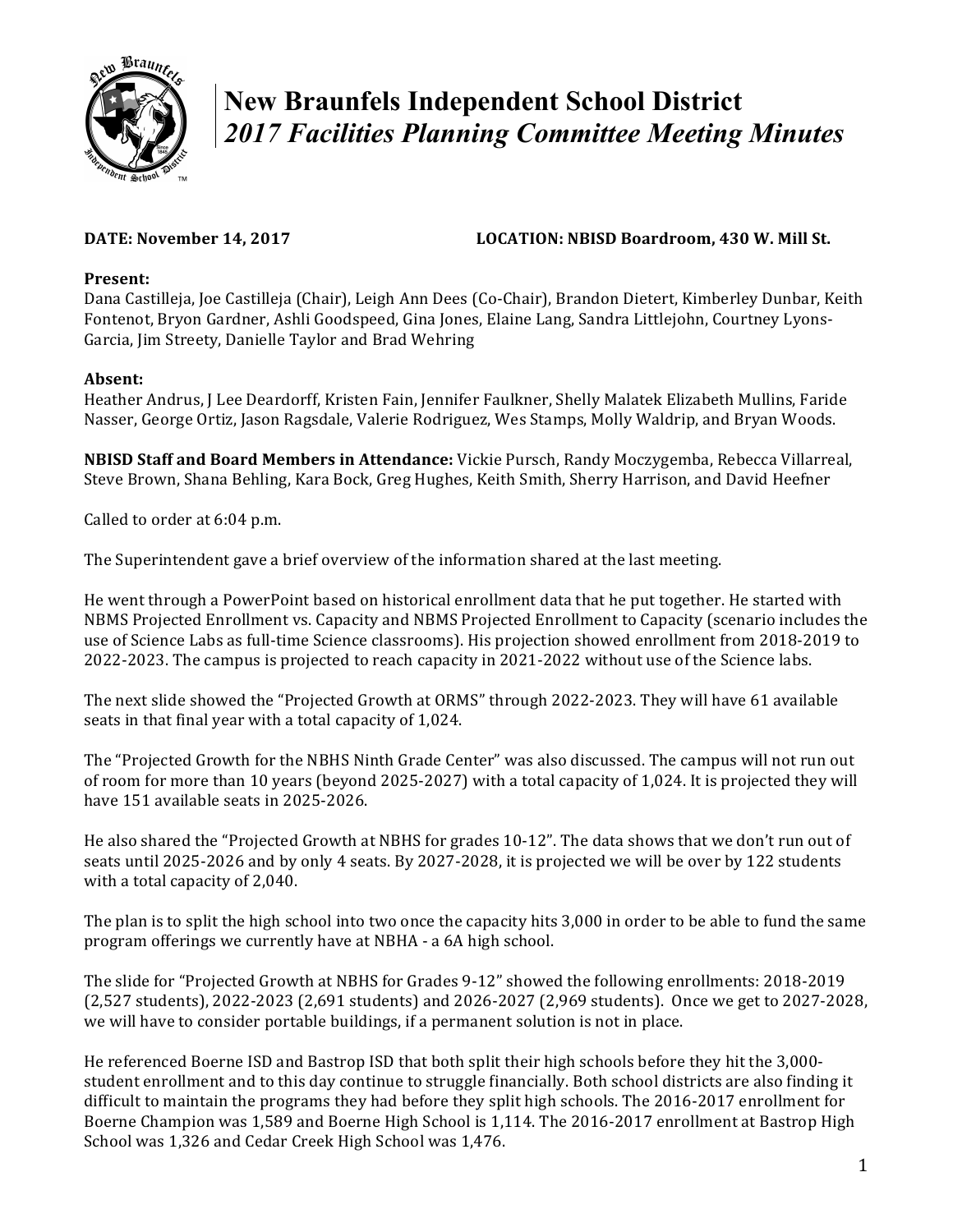# New Braunfels Independent School District
## *2017 Facilities Planning Committee Meeting Minutes*

**DATE: November 14, 2017** **LOCATION: NBISD Boardroom, 430 W. Mill St.**

**Present:**
Dana Castilleja, Joe Castilleja (Chair), Leigh Ann Dees (Co-Chair), Brandon Dietert, Kimberley Dunbar, Keith Fontenot, Bryon Gardner, Ashli Goodspeed, Gina Jones, Elaine Lang, Sandra Littlejohn, Courtney Lyons-Garcia, Jim Streety, Danielle Taylor and Brad Wehring

**Absent:**
Heather Andrus, J Lee Deardorff, Kristen Fain, Jennifer Faulkner, Shelly Malatek Elizabeth Mullins, Faride Nasser, George Ortiz, Jason Ragsdale, Valerie Rodriguez, Wes Stamps, Molly Waldrip, and Bryan Woods.

**NBISD Staff and Board Members in Attendance:** Vickie Pursch, Randy Moczygemba, Rebecca Villarreal, Steve Brown, Shana Behling, Kara Bock, Greg Hughes, Keith Smith, Sherry Harrison, and David Heefner

Called to order at 6:04 p.m.

The Superintendent gave a brief overview of the information shared at the last meeting.

He went through a PowerPoint based on historical enrollment data that he put together. He started with NBMS Projected Enrollment vs. Capacity and NBMS Projected Enrollment to Capacity (scenario includes the use of Science Labs as full-time Science classrooms). His projection showed enrollment from 2018-2019 to 2022-2023. The campus is projected to reach capacity in 2021-2022 without use of the Science labs.

The next slide showed the "Projected Growth at ORMS" through 2022-2023. They will have 61 available seats in that final year with a total capacity of 1,024.

The "Projected Growth for the NBHS Ninth Grade Center" was also discussed. The campus will not run out of room for more than 10 years (beyond 2025-2027) with a total capacity of 1,024. It is projected they will have 151 available seats in 2025-2026.

He also shared the "Projected Growth at NBHS for grades 10-12". The data shows that we don't run out of seats until 2025-2026 and by only 4 seats. By 2027-2028, it is projected we will be over by 122 students with a total capacity of 2,040.

The plan is to split the high school into two once the capacity hits 3,000 in order to be able to fund the same program offerings we currently have at NBHA - a 6A high school.

The slide for "Projected Growth at NBHS for Grades 9-12" showed the following enrollments: 2018-2019 (2,527 students), 2022-2023 (2,691 students) and 2026-2027 (2,969 students). Once we get to 2027-2028, we will have to consider portable buildings, if a permanent solution is not in place.

He referenced Boerne ISD and Bastrop ISD that both split their high schools before they hit the 3,000-student enrollment and to this day continue to struggle financially. Both school districts are also finding it difficult to maintain the programs they had before they split high schools. The 2016-2017 enrollment for Boerne Champion was 1,589 and Boerne High School is 1,114. The 2016-2017 enrollment at Bastrop High School was 1,326 and Cedar Creek High School was 1,476.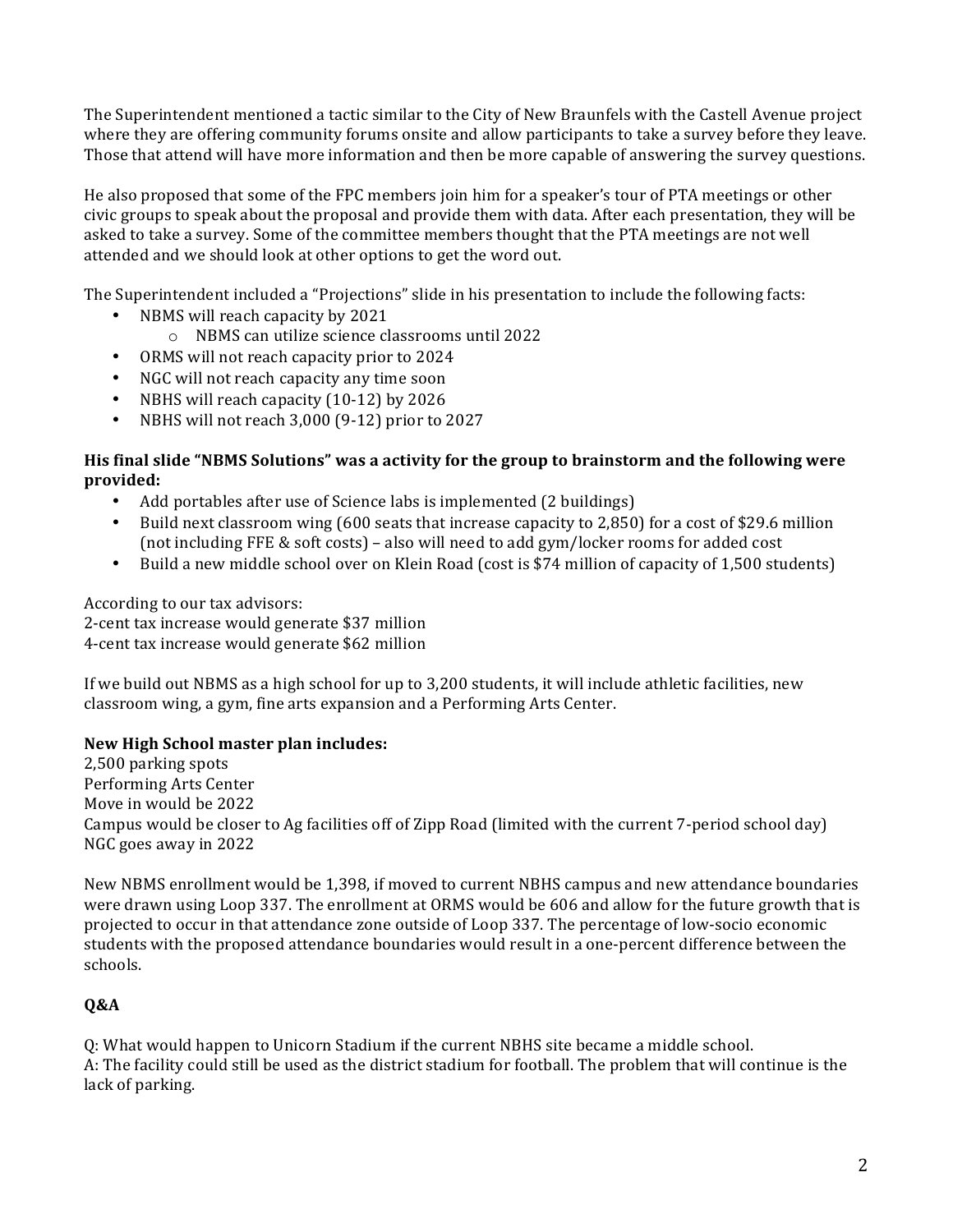The Superintendent mentioned a tactic similar to the City of New Braunfels with the Castell Avenue project where they are offering community forums onsite and allow participants to take a survey before they leave. Those that attend will have more information and then be more capable of answering the survey questions.

He also proposed that some of the FPC members join him for a speaker's tour of PTA meetings or other civic groups to speak about the proposal and provide them with data. After each presentation, they will be asked to take a survey. Some of the committee members thought that the PTA meetings are not well attended and we should look at other options to get the word out.

The Superintendent included a "Projections" slide in his presentation to include the following facts:

- NBMS will reach capacity by 2021
  - NBMS can utilize science classrooms until 2022
- ORMS will not reach capacity prior to 2024
- NGC will not reach capacity any time soon
- NBHS will reach capacity (10-12) by 2026
- NBHS will not reach 3,000 (9-12) prior to 2027

**His final slide "NBMS Solutions" was a activity for the group to brainstorm and the following were provided:**

- Add portables after use of Science labs is implemented (2 buildings)
- Build next classroom wing (600 seats that increase capacity to 2,850) for a cost of $29.6 million (not including FFE & soft costs) – also will need to add gym/locker rooms for added cost
- Build a new middle school over on Klein Road (cost is $74 million of capacity of 1,500 students)

According to our tax advisors:
2-cent tax increase would generate $37 million
4-cent tax increase would generate $62 million

If we build out NBMS as a high school for up to 3,200 students, it will include athletic facilities, new classroom wing, a gym, fine arts expansion and a Performing Arts Center.

**New High School master plan includes:**
2,500 parking spots
Performing Arts Center
Move in would be 2022
Campus would be closer to Ag facilities off of Zipp Road (limited with the current 7-period school day)
NGC goes away in 2022

New NBMS enrollment would be 1,398, if moved to current NBHS campus and new attendance boundaries were drawn using Loop 337. The enrollment at ORMS would be 606 and allow for the future growth that is projected to occur in that attendance zone outside of Loop 337. The percentage of low-socio economic students with the proposed attendance boundaries would result in a one-percent difference between the schools.

**Q&A**

Q: What would happen to Unicorn Stadium if the current NBHS site became a middle school.
A: The facility could still be used as the district stadium for football. The problem that will continue is the lack of parking.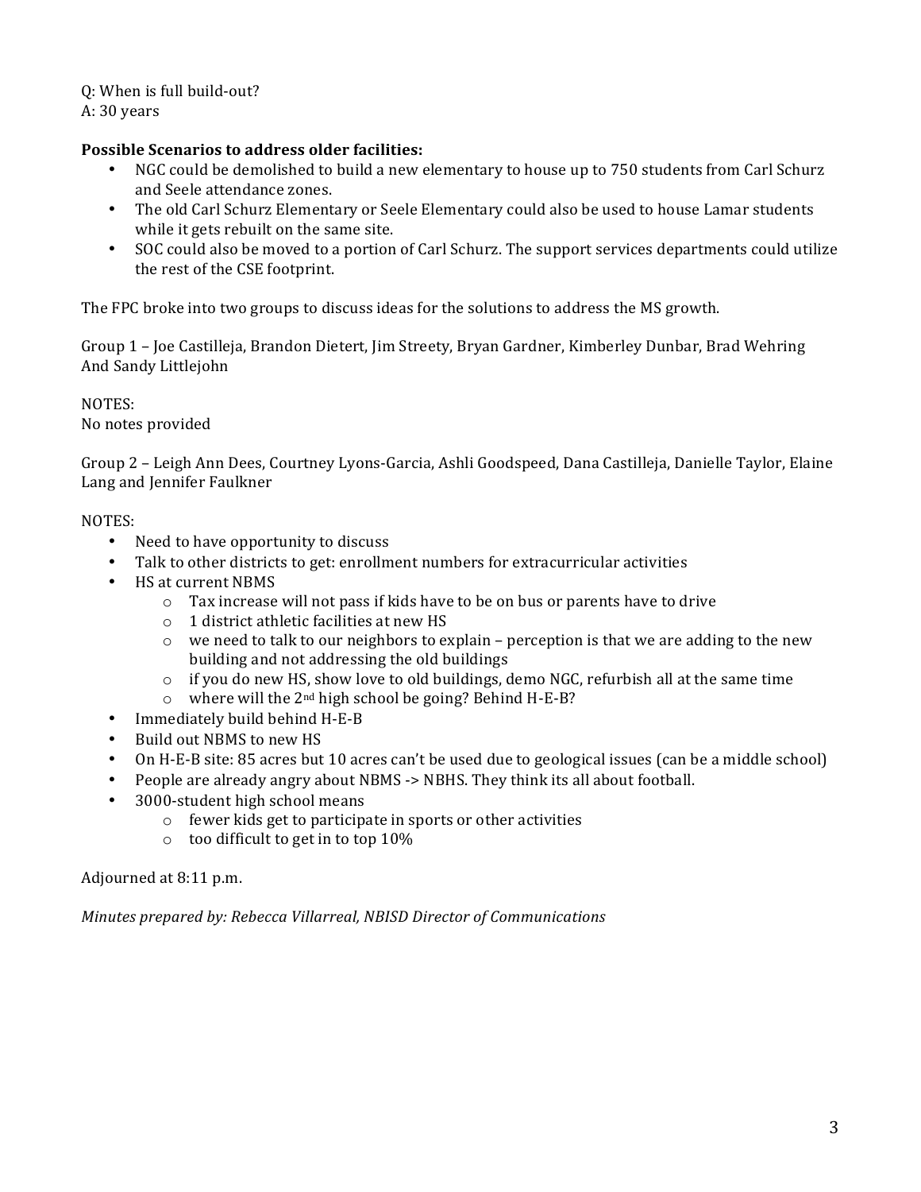Q: When is full build-out?
A: 30 years

**Possible Scenarios to address older facilities:**

- NGC could be demolished to build a new elementary to house up to 750 students from Carl Schurz and Seele attendance zones.
- The old Carl Schurz Elementary or Seele Elementary could also be used to house Lamar students while it gets rebuilt on the same site.
- SOC could also be moved to a portion of Carl Schurz. The support services departments could utilize the rest of the CSE footprint.

The FPC broke into two groups to discuss ideas for the solutions to address the MS growth.

Group 1 – Joe Castilleja, Brandon Dietert, Jim Streety, Bryan Gardner, Kimberley Dunbar, Brad Wehring And Sandy Littlejohn

NOTES:
No notes provided

Group 2 – Leigh Ann Dees, Courtney Lyons-Garcia, Ashli Goodspeed, Dana Castilleja, Danielle Taylor, Elaine Lang and Jennifer Faulkner

NOTES:

- Need to have opportunity to discuss
- Talk to other districts to get: enrollment numbers for extracurricular activities
- HS at current NBMS
    - Tax increase will not pass if kids have to be on bus or parents have to drive
    - 1 district athletic facilities at new HS
    - we need to talk to our neighbors to explain – perception is that we are adding to the new building and not addressing the old buildings
    - if you do new HS, show love to old buildings, demo NGC, refurbish all at the same time
    - where will the 2nd high school be going? Behind H-E-B?
- Immediately build behind H-E-B
- Build out NBMS to new HS
- On H-E-B site: 85 acres but 10 acres can't be used due to geological issues (can be a middle school)
- People are already angry about NBMS -> NBHS. They think its all about football.
- 3000-student high school means
    - fewer kids get to participate in sports or other activities
    - too difficult to get in to top 10%

Adjourned at 8:11 p.m.

*Minutes prepared by: Rebecca Villarreal, NBISD Director of Communications*